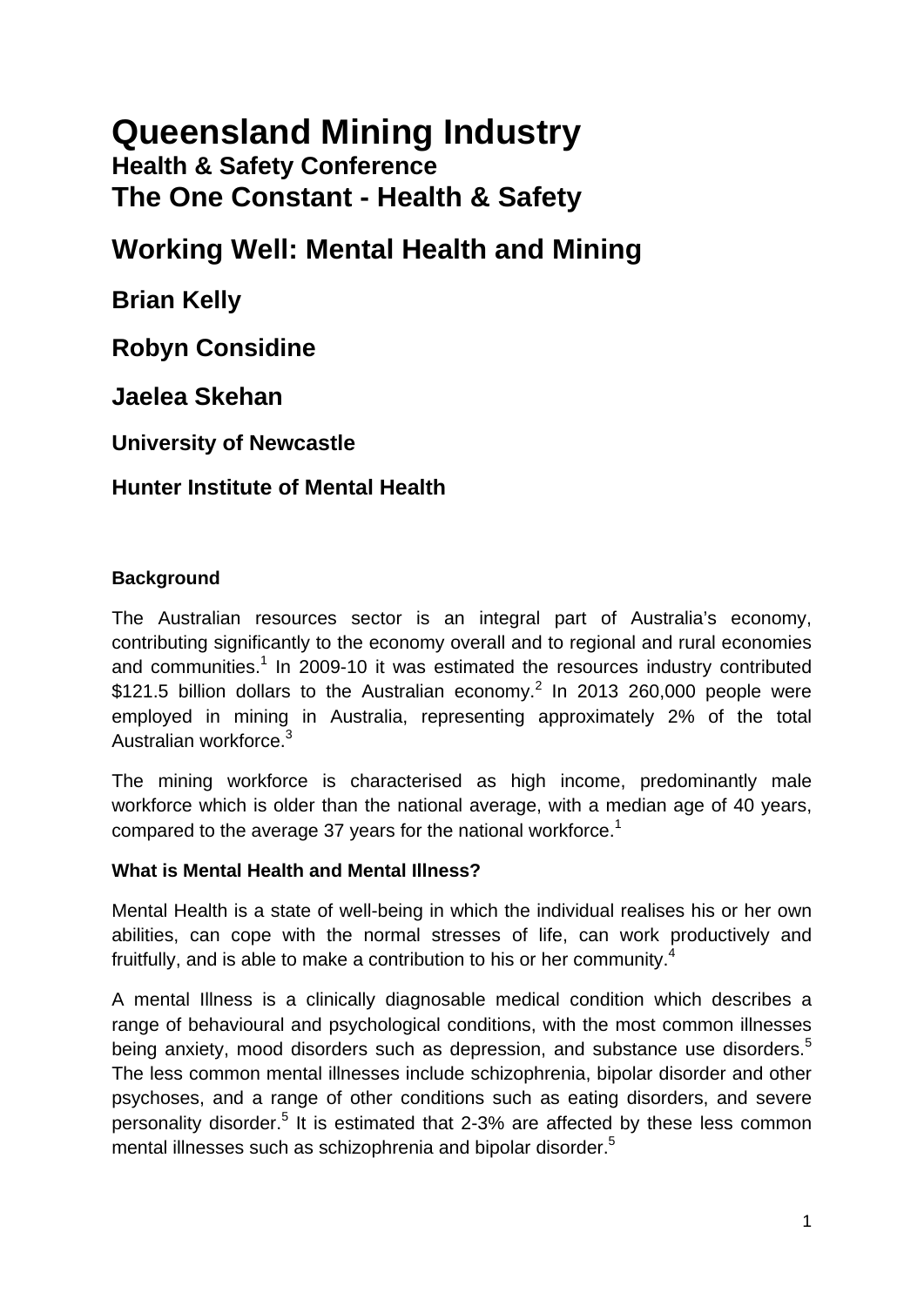# Queensland Mining Industry

## Health & Safety Conference

## The One Constant - Health & Safety

## Working Well: Mental Health and Mining

### Brian Kelly

### Robyn Considine

### Jaelea Skehan

**University of Newcastle**

**Hunter Institute of Mental Health**

**Background**

The Australian resources sector is an integral part of Australia's economy, contributing significantly to the economy overall and to regional and rural economies and communities.[1] In 2009-10 it was estimated the resources industry contributed $121.5 billion dollars to the Australian economy.[2] In 2013 260,000 people were employed in mining in Australia, representing approximately 2% of the total Australian workforce.[3]

The mining workforce is characterised as high income, predominantly male workforce which is older than the national average, with a median age of 40 years, compared to the average 37 years for the national workforce.[1]

**What is Mental Health and Mental Illness?**

Mental Health is a state of well-being in which the individual realises his or her own abilities, can cope with the normal stresses of life, can work productively and fruitfully, and is able to make a contribution to his or her community.[4]

A mental Illness is a clinically diagnosable medical condition which describes a range of behavioural and psychological conditions, with the most common illnesses being anxiety, mood disorders such as depression, and substance use disorders.[5] The less common mental illnesses include schizophrenia, bipolar disorder and other psychoses, and a range of other conditions such as eating disorders, and severe personality disorder.[5] It is estimated that 2-3% are affected by these less common mental illnesses such as schizophrenia and bipolar disorder.[5]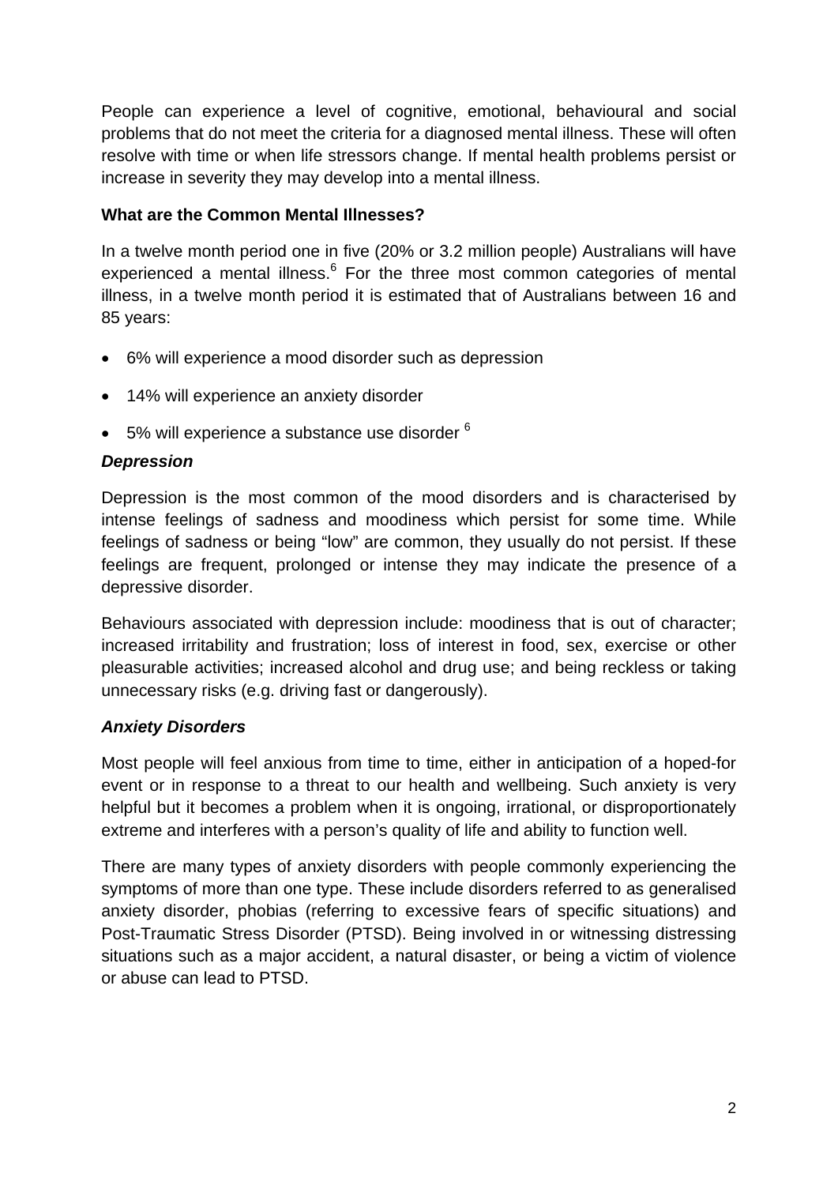People can experience a level of cognitive, emotional, behavioural and social problems that do not meet the criteria for a diagnosed mental illness. These will often resolve with time or when life stressors change. If mental health problems persist or increase in severity they may develop into a mental illness.

**What are the Common Mental Illnesses?**

In a twelve month period one in five (20% or 3.2 million people) Australians will have experienced a mental illness.[6] For the three most common categories of mental illness, in a twelve month period it is estimated that of Australians between 16 and 85 years:

- 6% will experience a mood disorder such as depression
- 14% will experience an anxiety disorder
- 5% will experience a substance use disorder [6]

***Depression***

Depression is the most common of the mood disorders and is characterised by intense feelings of sadness and moodiness which persist for some time. While feelings of sadness or being "low" are common, they usually do not persist. If these feelings are frequent, prolonged or intense they may indicate the presence of a depressive disorder.

Behaviours associated with depression include: moodiness that is out of character; increased irritability and frustration; loss of interest in food, sex, exercise or other pleasurable activities; increased alcohol and drug use; and being reckless or taking unnecessary risks (e.g. driving fast or dangerously).

***Anxiety Disorders***

Most people will feel anxious from time to time, either in anticipation of a hoped-for event or in response to a threat to our health and wellbeing. Such anxiety is very helpful but it becomes a problem when it is ongoing, irrational, or disproportionately extreme and interferes with a person's quality of life and ability to function well.

There are many types of anxiety disorders with people commonly experiencing the symptoms of more than one type. These include disorders referred to as generalised anxiety disorder, phobias (referring to excessive fears of specific situations) and Post-Traumatic Stress Disorder (PTSD). Being involved in or witnessing distressing situations such as a major accident, a natural disaster, or being a victim of violence or abuse can lead to PTSD.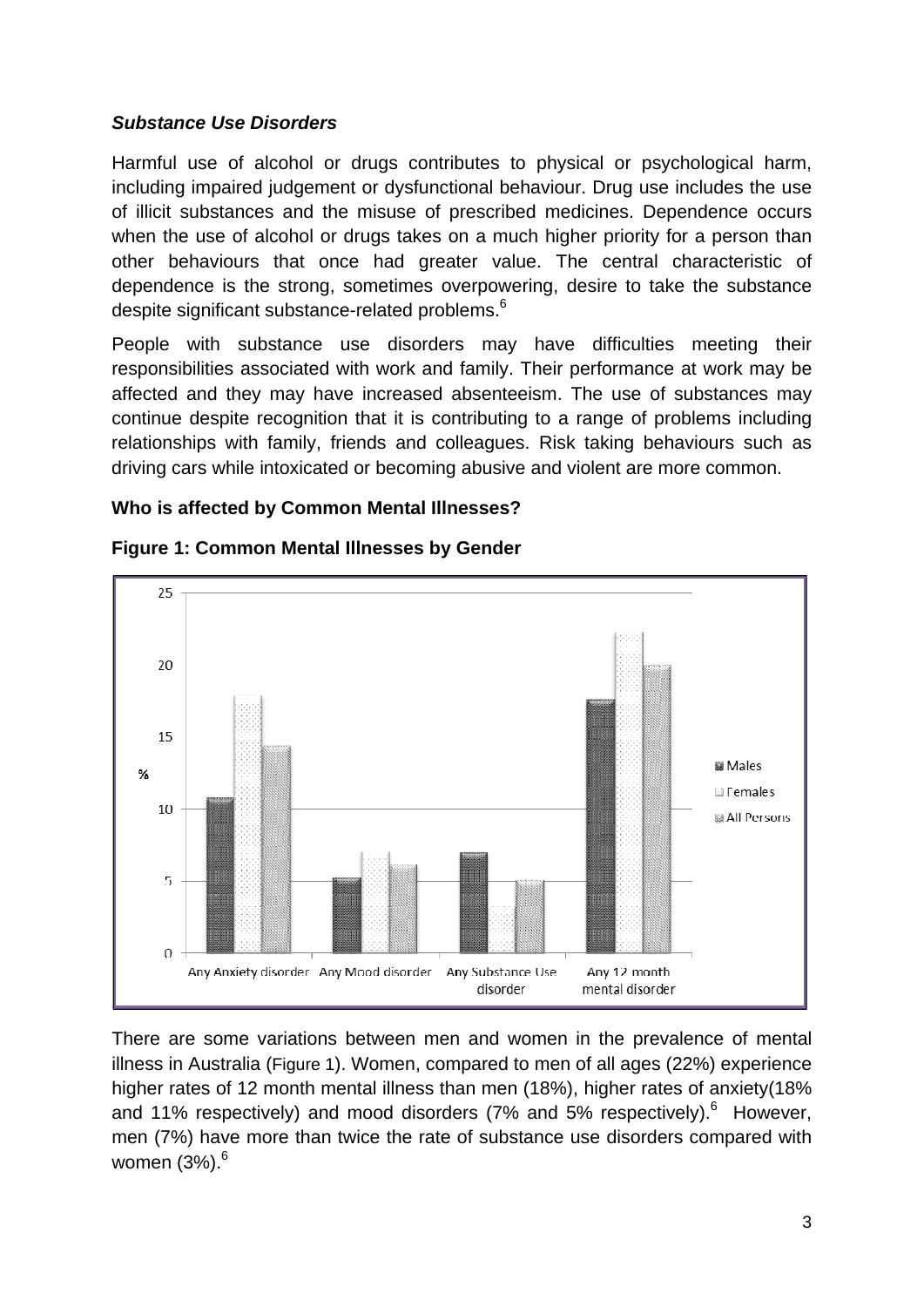***Substance Use Disorders***

Harmful use of alcohol or drugs contributes to physical or psychological harm, including impaired judgement or dysfunctional behaviour. Drug use includes the use of illicit substances and the misuse of prescribed medicines. Dependence occurs when the use of alcohol or drugs takes on a much higher priority for a person than other behaviours that once had greater value. The central characteristic of dependence is the strong, sometimes overpowering, desire to take the substance despite significant substance-related problems.[6]

People with substance use disorders may have difficulties meeting their responsibilities associated with work and family. Their performance at work may be affected and they may have increased absenteeism. The use of substances may continue despite recognition that it is contributing to a range of problems including relationships with family, friends and colleagues. Risk taking behaviours such as driving cars while intoxicated or becoming abusive and violent are more common.

**Who is affected by Common Mental Illnesses?**

**Figure 1: Common Mental Illnesses by Gender**

There are some variations between men and women in the prevalence of mental illness in Australia (Figure 1). Women, compared to men of all ages (22%) experience higher rates of 12 month mental illness than men (18%), higher rates of anxiety(18% and 11% respectively) and mood disorders (7% and 5% respectively).[6] However, men (7%) have more than twice the rate of substance use disorders compared with women (3%).[6]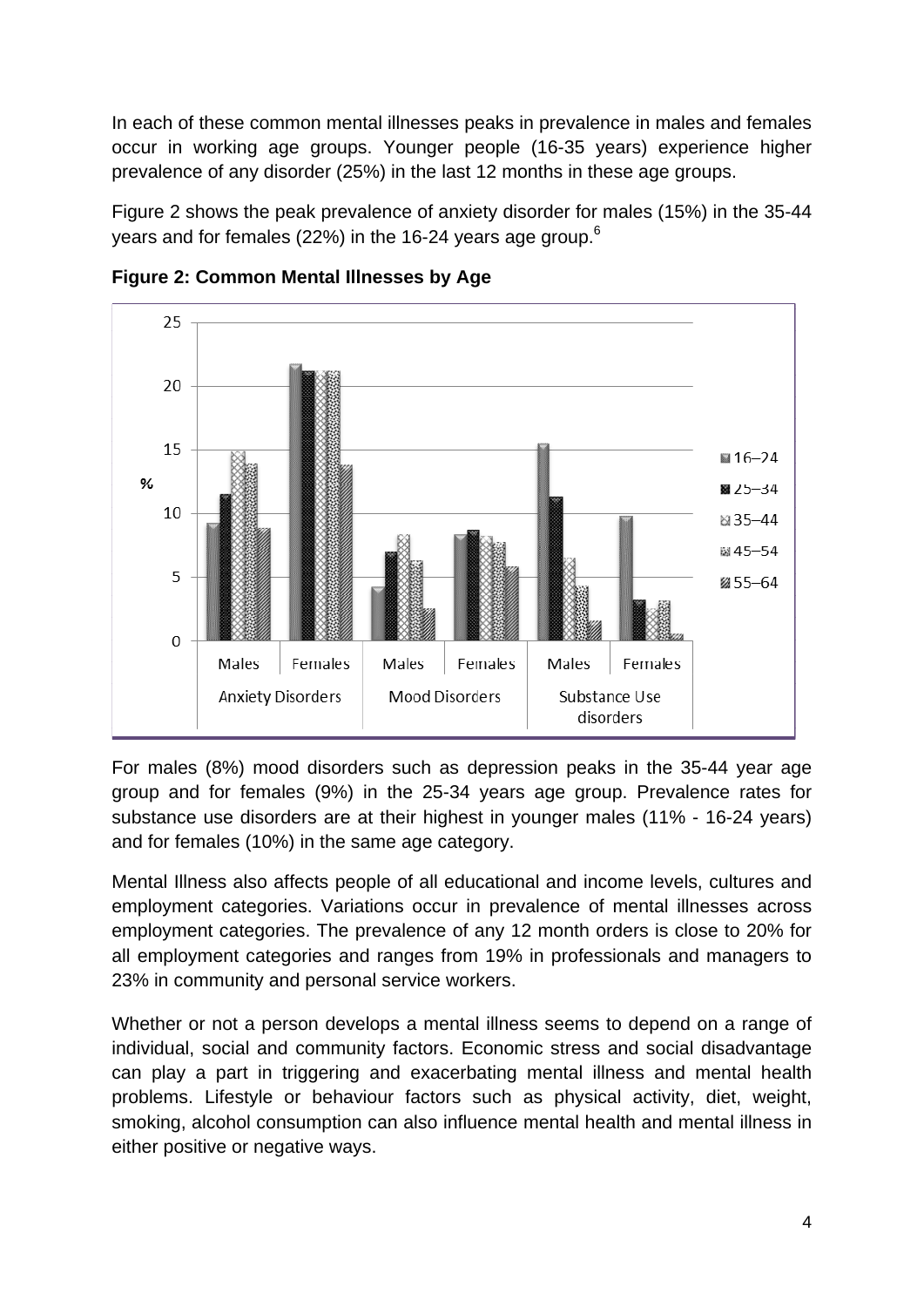In each of these common mental illnesses peaks in prevalence in males and females occur in working age groups. Younger people (16-35 years) experience higher prevalence of any disorder (25%) in the last 12 months in these age groups.

Figure 2 shows the peak prevalence of anxiety disorder for males (15%) in the 35-44 years and for females (22%) in the 16-24 years age group.[6]

**Figure 2: Common Mental Illnesses by Age**

For males (8%) mood disorders such as depression peaks in the 35-44 year age group and for females (9%) in the 25-34 years age group. Prevalence rates for substance use disorders are at their highest in younger males (11% - 16-24 years) and for females (10%) in the same age category.

Mental Illness also affects people of all educational and income levels, cultures and employment categories. Variations occur in prevalence of mental illnesses across employment categories. The prevalence of any 12 month orders is close to 20% for all employment categories and ranges from 19% in professionals and managers to 23% in community and personal service workers.

Whether or not a person develops a mental illness seems to depend on a range of individual, social and community factors. Economic stress and social disadvantage can play a part in triggering and exacerbating mental illness and mental health problems. Lifestyle or behaviour factors such as physical activity, diet, weight, smoking, alcohol consumption can also influence mental health and mental illness in either positive or negative ways.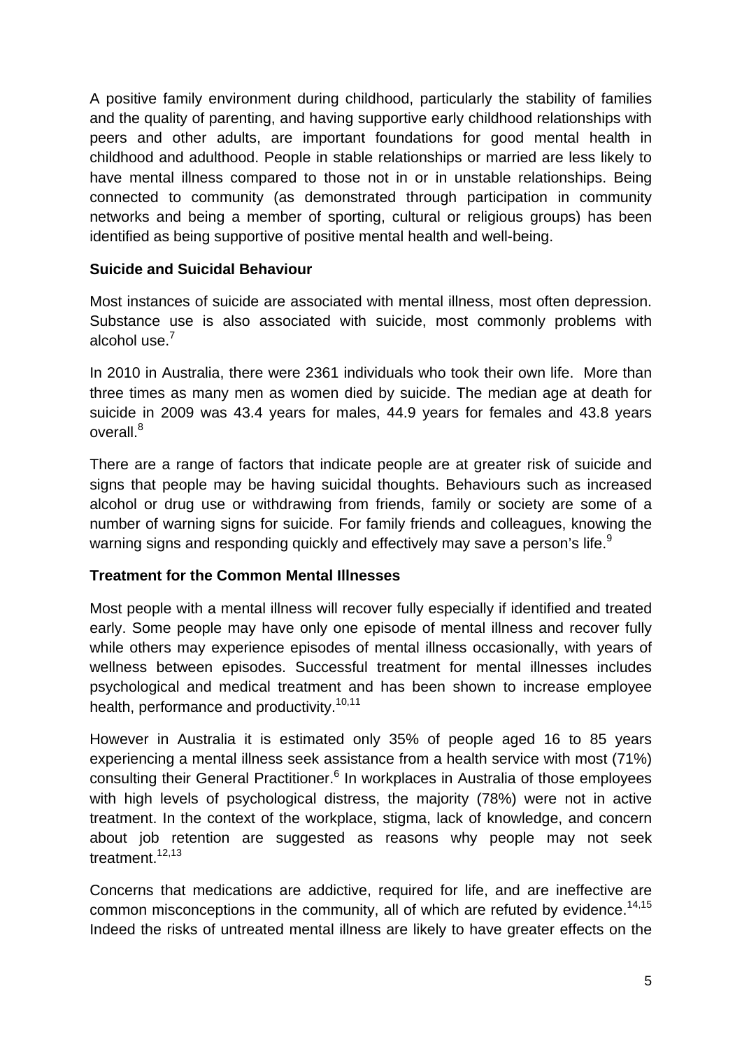A positive family environment during childhood, particularly the stability of families and the quality of parenting, and having supportive early childhood relationships with peers and other adults, are important foundations for good mental health in childhood and adulthood. People in stable relationships or married are less likely to have mental illness compared to those not in or in unstable relationships. Being connected to community (as demonstrated through participation in community networks and being a member of sporting, cultural or religious groups) has been identified as being supportive of positive mental health and well-being.

**Suicide and Suicidal Behaviour**

Most instances of suicide are associated with mental illness, most often depression. Substance use is also associated with suicide, most commonly problems with alcohol use.[7]

In 2010 in Australia, there were 2361 individuals who took their own life. More than three times as many men as women died by suicide. The median age at death for suicide in 2009 was 43.4 years for males, 44.9 years for females and 43.8 years overall.[8]

There are a range of factors that indicate people are at greater risk of suicide and signs that people may be having suicidal thoughts. Behaviours such as increased alcohol or drug use or withdrawing from friends, family or society are some of a number of warning signs for suicide. For family friends and colleagues, knowing the warning signs and responding quickly and effectively may save a person's life.[9]

**Treatment for the Common Mental Illnesses**

Most people with a mental illness will recover fully especially if identified and treated early. Some people may have only one episode of mental illness and recover fully while others may experience episodes of mental illness occasionally, with years of wellness between episodes. Successful treatment for mental illnesses includes psychological and medical treatment and has been shown to increase employee health, performance and productivity.[10,11]

However in Australia it is estimated only 35% of people aged 16 to 85 years experiencing a mental illness seek assistance from a health service with most (71%) consulting their General Practitioner.[6] In workplaces in Australia of those employees with high levels of psychological distress, the majority (78%) were not in active treatment. In the context of the workplace, stigma, lack of knowledge, and concern about job retention are suggested as reasons why people may not seek treatment.[12,13]

Concerns that medications are addictive, required for life, and are ineffective are common misconceptions in the community, all of which are refuted by evidence.[14,15] Indeed the risks of untreated mental illness are likely to have greater effects on the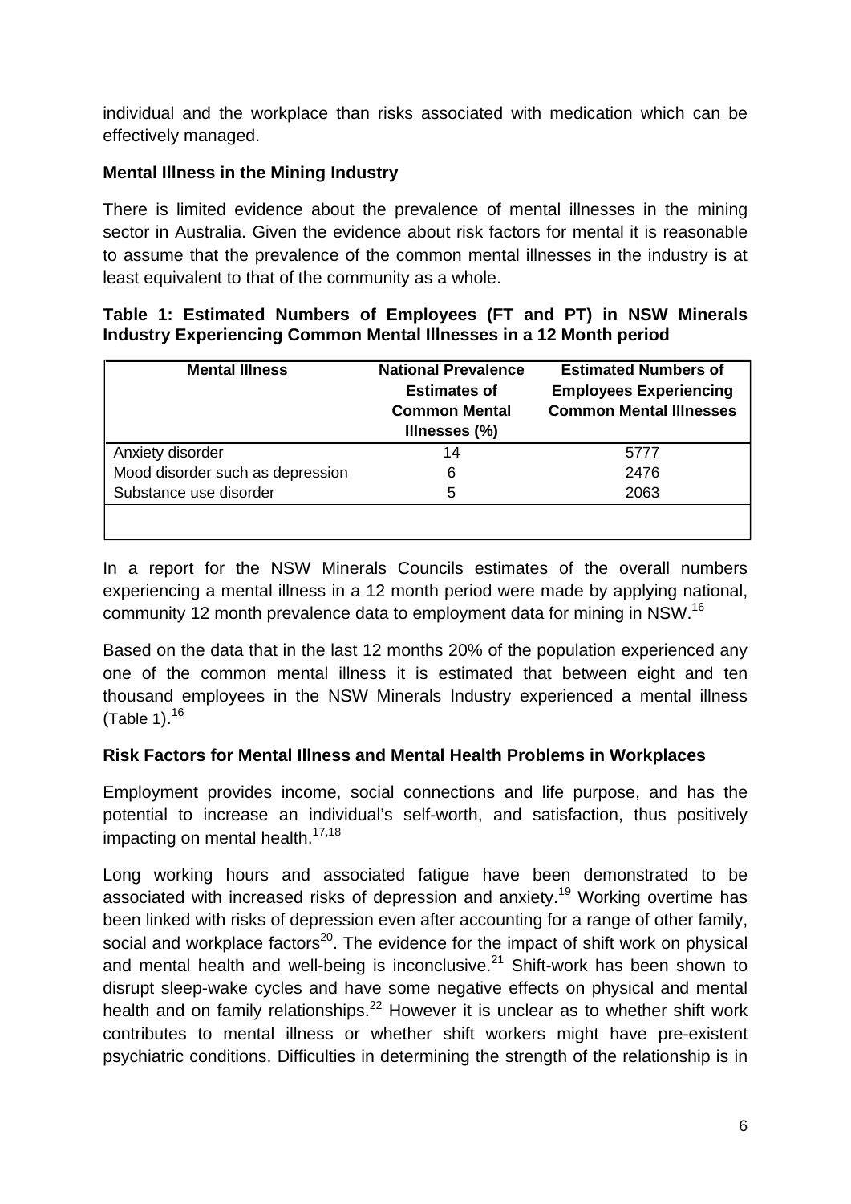individual and the workplace than risks associated with medication which can be effectively managed.

**Mental Illness in the Mining Industry**

There is limited evidence about the prevalence of mental illnesses in the mining sector in Australia. Given the evidence about risk factors for mental it is reasonable to assume that the prevalence of the common mental illnesses in the industry is at least equivalent to that of the community as a whole.

**Table 1: Estimated Numbers of Employees (FT and PT) in NSW Minerals Industry Experiencing Common Mental Illnesses in a 12 Month period**

| Mental Illness | National Prevalence Estimates of Common Mental Illnesses (%) | Estimated Numbers of Employees Experiencing Common Mental Illnesses |
|---|---|---|
| Anxiety disorder | 14 | 5777 |
| Mood disorder such as depression | 6 | 2476 |
| Substance use disorder | 5 | 2063 |

In a report for the NSW Minerals Councils estimates of the overall numbers experiencing a mental illness in a 12 month period were made by applying national, community 12 month prevalence data to employment data for mining in NSW.[16]

Based on the data that in the last 12 months 20% of the population experienced any one of the common mental illness it is estimated that between eight and ten thousand employees in the NSW Minerals Industry experienced a mental illness (Table 1).[16]

**Risk Factors for Mental Illness and Mental Health Problems in Workplaces**

Employment provides income, social connections and life purpose, and has the potential to increase an individual's self-worth, and satisfaction, thus positively impacting on mental health.[17,18]

Long working hours and associated fatigue have been demonstrated to be associated with increased risks of depression and anxiety.[19] Working overtime has been linked with risks of depression even after accounting for a range of other family, social and workplace factors[20]. The evidence for the impact of shift work on physical and mental health and well-being is inconclusive.[21] Shift-work has been shown to disrupt sleep-wake cycles and have some negative effects on physical and mental health and on family relationships.[22] However it is unclear as to whether shift work contributes to mental illness or whether shift workers might have pre-existent psychiatric conditions. Difficulties in determining the strength of the relationship is in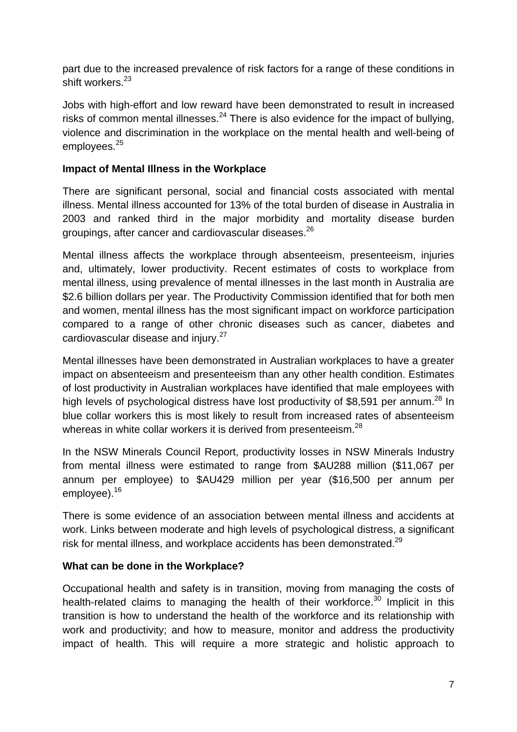part due to the increased prevalence of risk factors for a range of these conditions in shift workers.[23]

Jobs with high-effort and low reward have been demonstrated to result in increased risks of common mental illnesses.[24] There is also evidence for the impact of bullying, violence and discrimination in the workplace on the mental health and well-being of employees.[25]

**Impact of Mental Illness in the Workplace**

There are significant personal, social and financial costs associated with mental illness. Mental illness accounted for 13% of the total burden of disease in Australia in 2003 and ranked third in the major morbidity and mortality disease burden groupings, after cancer and cardiovascular diseases.[26]

Mental illness affects the workplace through absenteeism, presenteeism, injuries and, ultimately, lower productivity. Recent estimates of costs to workplace from mental illness, using prevalence of mental illnesses in the last month in Australia are $2.6 billion dollars per year. The Productivity Commission identified that for both men and women, mental illness has the most significant impact on workforce participation compared to a range of other chronic diseases such as cancer, diabetes and cardiovascular disease and injury.[27]

Mental illnesses have been demonstrated in Australian workplaces to have a greater impact on absenteeism and presenteeism than any other health condition. Estimates of lost productivity in Australian workplaces have identified that male employees with high levels of psychological distress have lost productivity of $8,591 per annum.[28] In blue collar workers this is most likely to result from increased rates of absenteeism whereas in white collar workers it is derived from presenteeism.[28]

In the NSW Minerals Council Report, productivity losses in NSW Minerals Industry from mental illness were estimated to range from $AU288 million ($11,067 per annum per employee) to $AU429 million per year ($16,500 per annum per employee).[16]

There is some evidence of an association between mental illness and accidents at work. Links between moderate and high levels of psychological distress, a significant risk for mental illness, and workplace accidents has been demonstrated.[29]

**What can be done in the Workplace?**

Occupational health and safety is in transition, moving from managing the costs of health-related claims to managing the health of their workforce.[30] Implicit in this transition is how to understand the health of the workforce and its relationship with work and productivity; and how to measure, monitor and address the productivity impact of health. This will require a more strategic and holistic approach to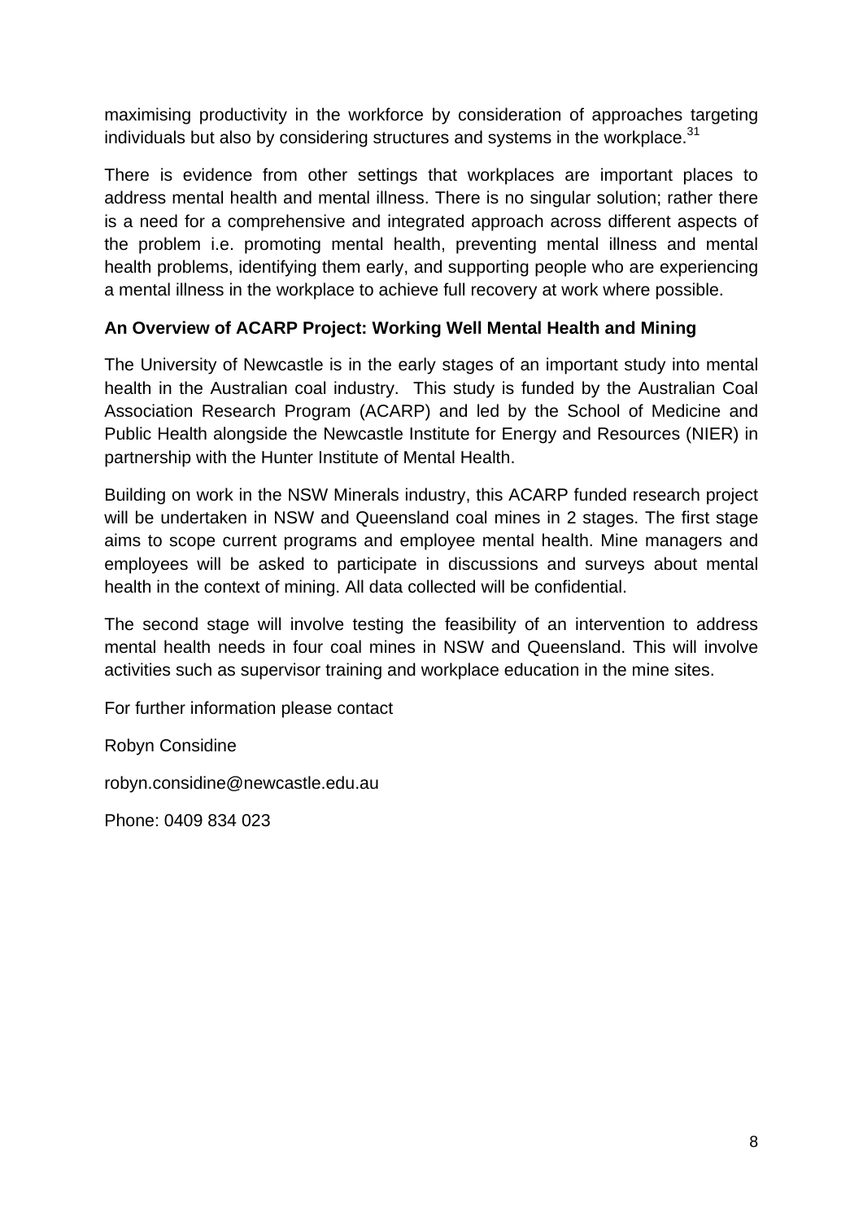maximising productivity in the workforce by consideration of approaches targeting individuals but also by considering structures and systems in the workplace.[31]

There is evidence from other settings that workplaces are important places to address mental health and mental illness. There is no singular solution; rather there is a need for a comprehensive and integrated approach across different aspects of the problem i.e. promoting mental health, preventing mental illness and mental health problems, identifying them early, and supporting people who are experiencing a mental illness in the workplace to achieve full recovery at work where possible.

**An Overview of ACARP Project: Working Well Mental Health and Mining**

The University of Newcastle is in the early stages of an important study into mental health in the Australian coal industry. This study is funded by the Australian Coal Association Research Program (ACARP) and led by the School of Medicine and Public Health alongside the Newcastle Institute for Energy and Resources (NIER) in partnership with the Hunter Institute of Mental Health.

Building on work in the NSW Minerals industry, this ACARP funded research project will be undertaken in NSW and Queensland coal mines in 2 stages. The first stage aims to scope current programs and employee mental health. Mine managers and employees will be asked to participate in discussions and surveys about mental health in the context of mining. All data collected will be confidential.

The second stage will involve testing the feasibility of an intervention to address mental health needs in four coal mines in NSW and Queensland. This will involve activities such as supervisor training and workplace education in the mine sites.

For further information please contact

Robyn Considine

robyn.considine@newcastle.edu.au

Phone: 0409 834 023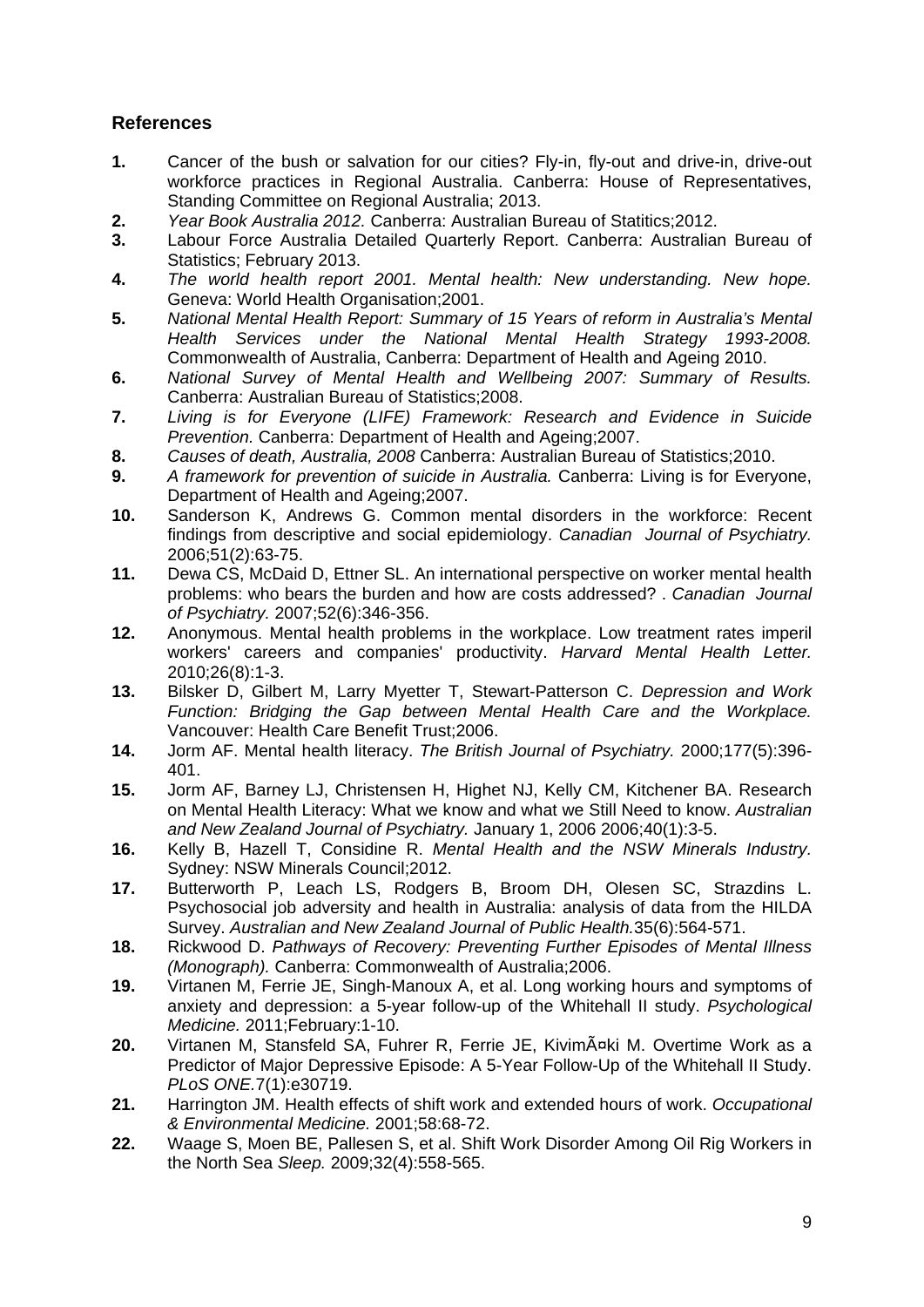## References

1. Cancer of the bush or salvation for our cities? Fly-in, fly-out and drive-in, drive-out workforce practices in Regional Australia. Canberra: House of Representatives, Standing Committee on Regional Australia; 2013.
2. *Year Book Australia 2012.* Canberra: Australian Bureau of Statitics;2012.
3. Labour Force Australia Detailed Quarterly Report. Canberra: Australian Bureau of Statistics; February 2013.
4. *The world health report 2001. Mental health: New understanding. New hope.* Geneva: World Health Organisation;2001.
5. *National Mental Health Report: Summary of 15 Years of reform in Australia's Mental Health Services under the National Mental Health Strategy 1993-2008.* Commonwealth of Australia, Canberra: Department of Health and Ageing 2010.
6. *National Survey of Mental Health and Wellbeing 2007: Summary of Results.* Canberra: Australian Bureau of Statistics;2008.
7. *Living is for Everyone (LIFE) Framework: Research and Evidence in Suicide Prevention.* Canberra: Department of Health and Ageing;2007.
8. *Causes of death, Australia, 2008* Canberra: Australian Bureau of Statistics;2010.
9. *A framework for prevention of suicide in Australia.* Canberra: Living is for Everyone, Department of Health and Ageing;2007.
10. Sanderson K, Andrews G. Common mental disorders in the workforce: Recent findings from descriptive and social epidemiology. *Canadian Journal of Psychiatry.* 2006;51(2):63-75.
11. Dewa CS, McDaid D, Ettner SL. An international perspective on worker mental health problems: who bears the burden and how are costs addressed? . *Canadian Journal of Psychiatry.* 2007;52(6):346-356.
12. Anonymous. Mental health problems in the workplace. Low treatment rates imperil workers' careers and companies' productivity. *Harvard Mental Health Letter.* 2010;26(8):1-3.
13. Bilsker D, Gilbert M, Larry Myetter T, Stewart-Patterson C. *Depression and Work Function: Bridging the Gap between Mental Health Care and the Workplace.* Vancouver: Health Care Benefit Trust;2006.
14. Jorm AF. Mental health literacy. *The British Journal of Psychiatry.* 2000;177(5):396-401.
15. Jorm AF, Barney LJ, Christensen H, Highet NJ, Kelly CM, Kitchener BA. Research on Mental Health Literacy: What we know and what we Still Need to know. *Australian and New Zealand Journal of Psychiatry.* January 1, 2006 2006;40(1):3-5.
16. Kelly B, Hazell T, Considine R. *Mental Health and the NSW Minerals Industry.* Sydney: NSW Minerals Council;2012.
17. Butterworth P, Leach LS, Rodgers B, Broom DH, Olesen SC, Strazdins L. Psychosocial job adversity and health in Australia: analysis of data from the HILDA Survey. *Australian and New Zealand Journal of Public Health.*35(6):564-571.
18. Rickwood D. *Pathways of Recovery: Preventing Further Episodes of Mental Illness (Monograph).* Canberra: Commonwealth of Australia;2006.
19. Virtanen M, Ferrie JE, Singh-Manoux A, et al. Long working hours and symptoms of anxiety and depression: a 5-year follow-up of the Whitehall II study. *Psychological Medicine.* 2011;February:1-10.
20. Virtanen M, Stansfeld SA, Fuhrer R, Ferrie JE, KivimÃ¤ki M. Overtime Work as a Predictor of Major Depressive Episode: A 5-Year Follow-Up of the Whitehall II Study. *PLoS ONE.*7(1):e30719.
21. Harrington JM. Health effects of shift work and extended hours of work. *Occupational & Environmental Medicine.* 2001;58:68-72.
22. Waage S, Moen BE, Pallesen S, et al. Shift Work Disorder Among Oil Rig Workers in the North Sea *Sleep.* 2009;32(4):558-565.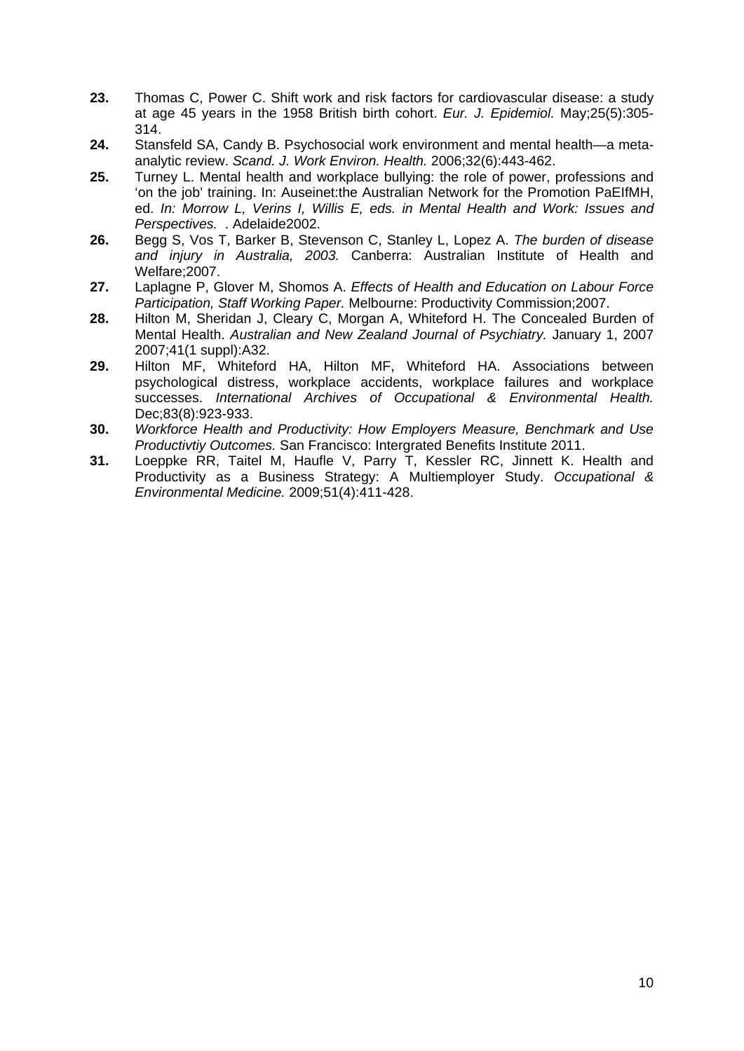**23.** Thomas C, Power C. Shift work and risk factors for cardiovascular disease: a study at age 45 years in the 1958 British birth cohort. *Eur. J. Epidemiol.* May;25(5):305-314.

**24.** Stansfeld SA, Candy B. Psychosocial work environment and mental health—a meta-analytic review. *Scand. J. Work Environ. Health.* 2006;32(6):443-462.

**25.** Turney L. Mental health and workplace bullying: the role of power, professions and 'on the job' training. In: Auseinet:the Australian Network for the Promotion PaEIfMH, ed. *In: Morrow L, Verins I, Willis E, eds. in Mental Health and Work: Issues and Perspectives.* . Adelaide2002.

**26.** Begg S, Vos T, Barker B, Stevenson C, Stanley L, Lopez A. *The burden of disease and injury in Australia, 2003.* Canberra: Australian Institute of Health and Welfare;2007.

**27.** Laplagne P, Glover M, Shomos A. *Effects of Health and Education on Labour Force Participation, Staff Working Paper.* Melbourne: Productivity Commission;2007.

**28.** Hilton M, Sheridan J, Cleary C, Morgan A, Whiteford H. The Concealed Burden of Mental Health. *Australian and New Zealand Journal of Psychiatry.* January 1, 2007 2007;41(1 suppl):A32.

**29.** Hilton MF, Whiteford HA, Hilton MF, Whiteford HA. Associations between psychological distress, workplace accidents, workplace failures and workplace successes. *International Archives of Occupational & Environmental Health.* Dec;83(8):923-933.

**30.** *Workforce Health and Productivity: How Employers Measure, Benchmark and Use Productivtiy Outcomes.* San Francisco: Intergrated Benefits Institute 2011.

**31.** Loeppke RR, Taitel M, Haufle V, Parry T, Kessler RC, Jinnett K. Health and Productivity as a Business Strategy: A Multiemployer Study. *Occupational & Environmental Medicine.* 2009;51(4):411-428.